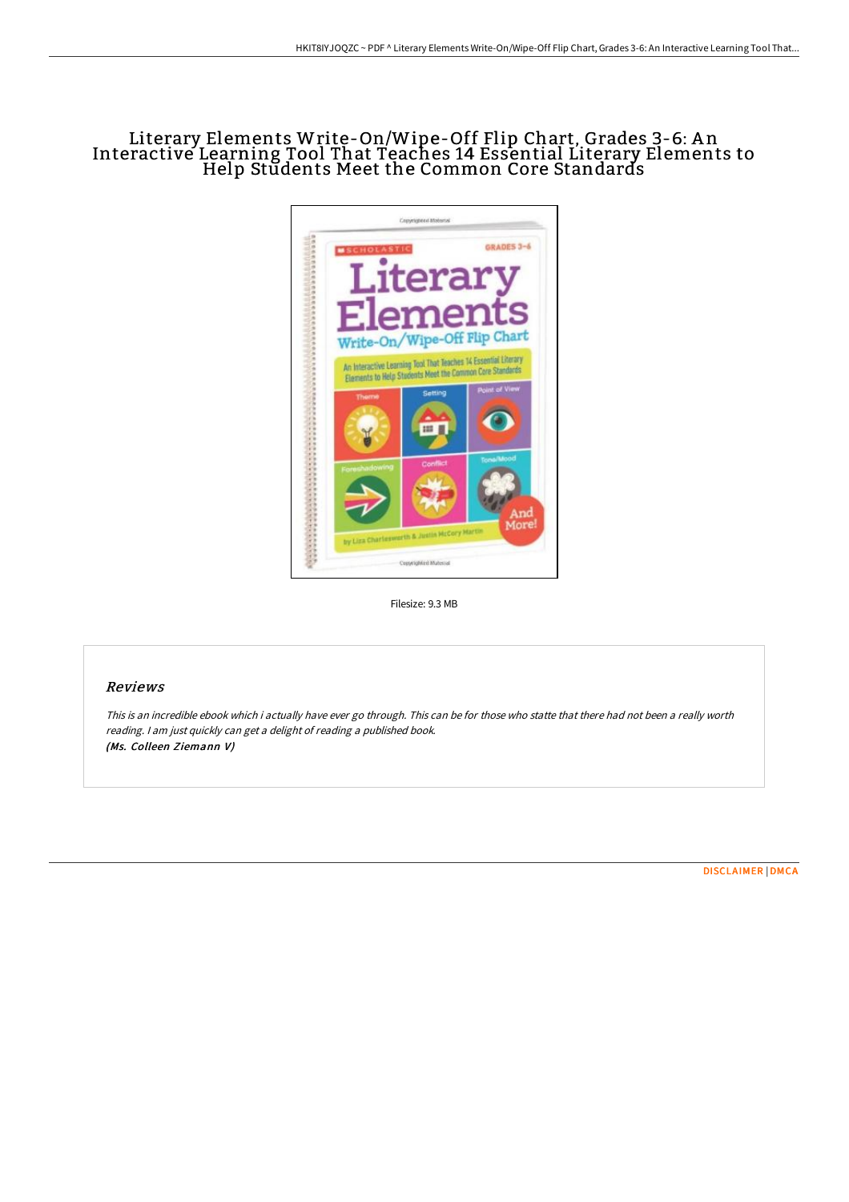# Literary Elements Write-On/Wipe-Off Flip Chart, Grades 3-6: An Interactive Learning Tool That Teaches 14 Essential Literary Elements to Help Students Meet the Common Core Standards

Filesize: 9.3 MB

## Reviews

*This is an incredible ebook which i actually have ever go through. This can be for those who statte that there had not been a really worth reading. I am just quickly can get a delight of reading a published book.*
***(Ms. Colleen Ziemann V)***

DISCLAIMER | DMCA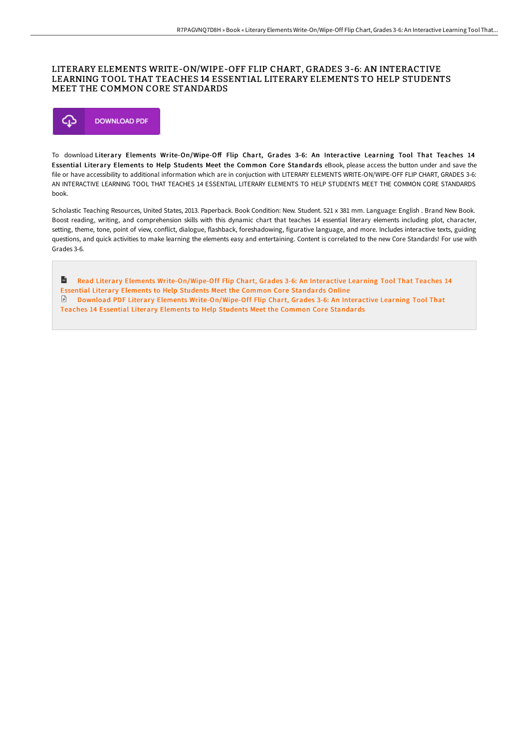# LITERARY ELEMENTS WRITE-ON/WIPE-OFF FLIP CHART, GRADES 3-6: AN INTERACTIVE LEARNING TOOL THAT TEACHES 14 ESSENTIAL LITERARY ELEMENTS TO HELP STUDENTS MEET THE COMMON CORE STANDARDS

DOWNLOAD PDF

To download **Literary Elements Write-On/Wipe-Off Flip Chart, Grades 3-6: An Interactive Learning Tool That Teaches 14 Essential Literary Elements to Help Students Meet the Common Core Standards** eBook, please access the button under and save the file or have accessibility to additional information which are in conjuction with LITERARY ELEMENTS WRITE-ON/WIPE-OFF FLIP CHART, GRADES 3-6: AN INTERACTIVE LEARNING TOOL THAT TEACHES 14 ESSENTIAL LITERARY ELEMENTS TO HELP STUDENTS MEET THE COMMON CORE STANDARDS book.

Scholastic Teaching Resources, United States, 2013. Paperback. Book Condition: New. Student. 521 x 381 mm. Language: English . Brand New Book. Boost reading, writing, and comprehension skills with this dynamic chart that teaches 14 essential literary elements including plot, character, setting, theme, tone, point of view, conflict, dialogue, flashback, foreshadowing, figurative language, and more. Includes interactive texts, guiding questions, and quick activities to make learning the elements easy and entertaining. Content is correlated to the new Core Standards! For use with Grades 3-6.

- Read Literary Elements Write-On/Wipe-Off Flip Chart, Grades 3-6: An Interactive Learning Tool That Teaches 14 Essential Literary Elements to Help Students Meet the Common Core Standards Online
- Download PDF Literary Elements Write-On/Wipe-Off Flip Chart, Grades 3-6: An Interactive Learning Tool That Teaches 14 Essential Literary Elements to Help Students Meet the Common Core Standards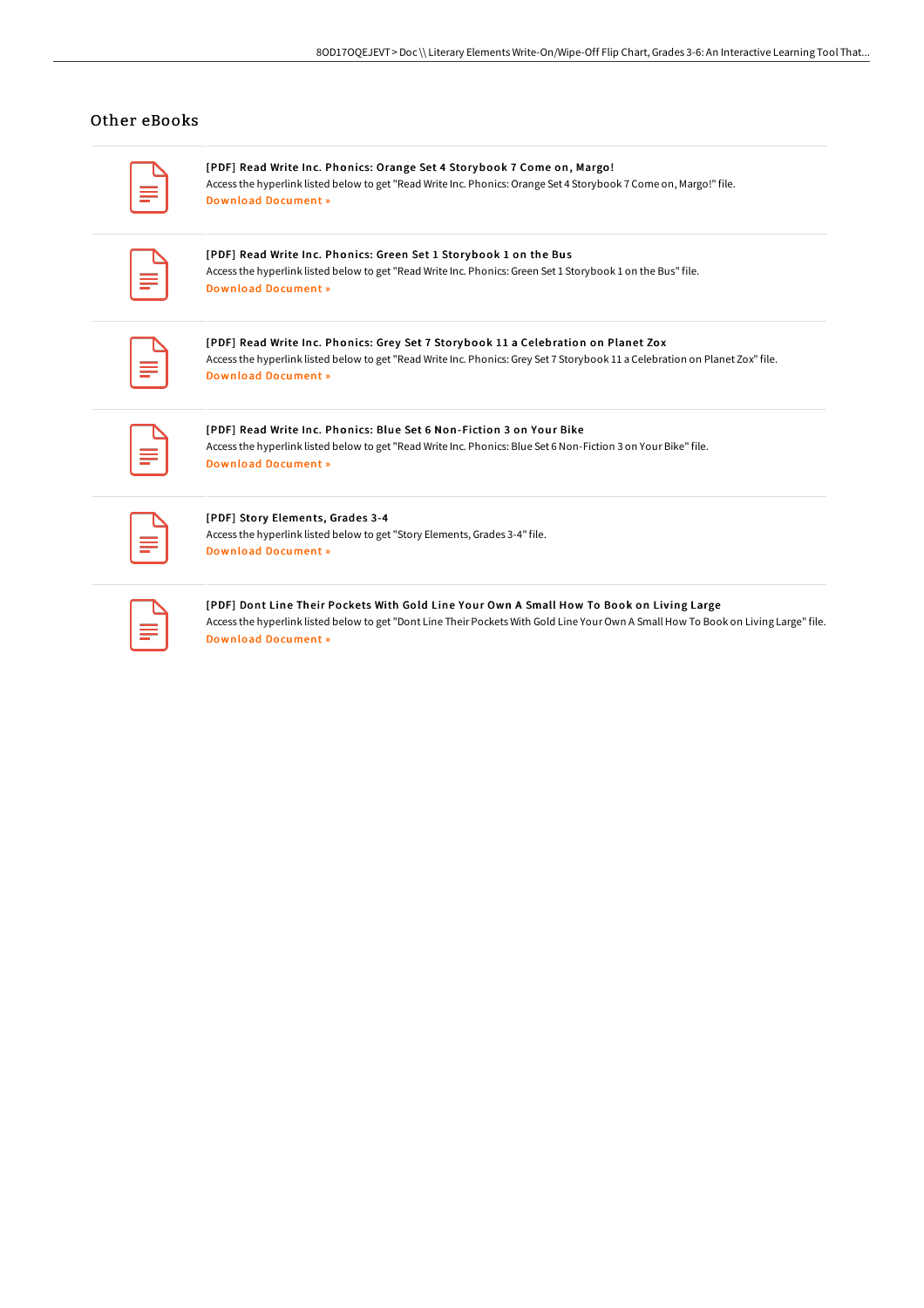## Other eBooks

**[PDF] Read Write Inc. Phonics: Orange Set 4 Storybook 7 Come on, Margo!**
Access the hyperlink listed below to get "Read Write Inc. Phonics: Orange Set 4 Storybook 7 Come on, Margo!" file.
Download Document »

**[PDF] Read Write Inc. Phonics: Green Set 1 Storybook 1 on the Bus**
Access the hyperlink listed below to get "Read Write Inc. Phonics: Green Set 1 Storybook 1 on the Bus" file.
Download Document »

**[PDF] Read Write Inc. Phonics: Grey Set 7 Storybook 11 a Celebration on Planet Zox**
Access the hyperlink listed below to get "Read Write Inc. Phonics: Grey Set 7 Storybook 11 a Celebration on Planet Zox" file.
Download Document »

**[PDF] Read Write Inc. Phonics: Blue Set 6 Non-Fiction 3 on Your Bike**
Access the hyperlink listed below to get "Read Write Inc. Phonics: Blue Set 6 Non-Fiction 3 on Your Bike" file.
Download Document »

**[PDF] Story Elements, Grades 3-4**
Access the hyperlink listed below to get "Story Elements, Grades 3-4" file.
Download Document »

**[PDF] Dont Line Their Pockets With Gold Line Your Own A Small How To Book on Living Large**
Access the hyperlink listed below to get "Dont Line Their Pockets With Gold Line Your Own A Small How To Book on Living Large" file.
Download Document »